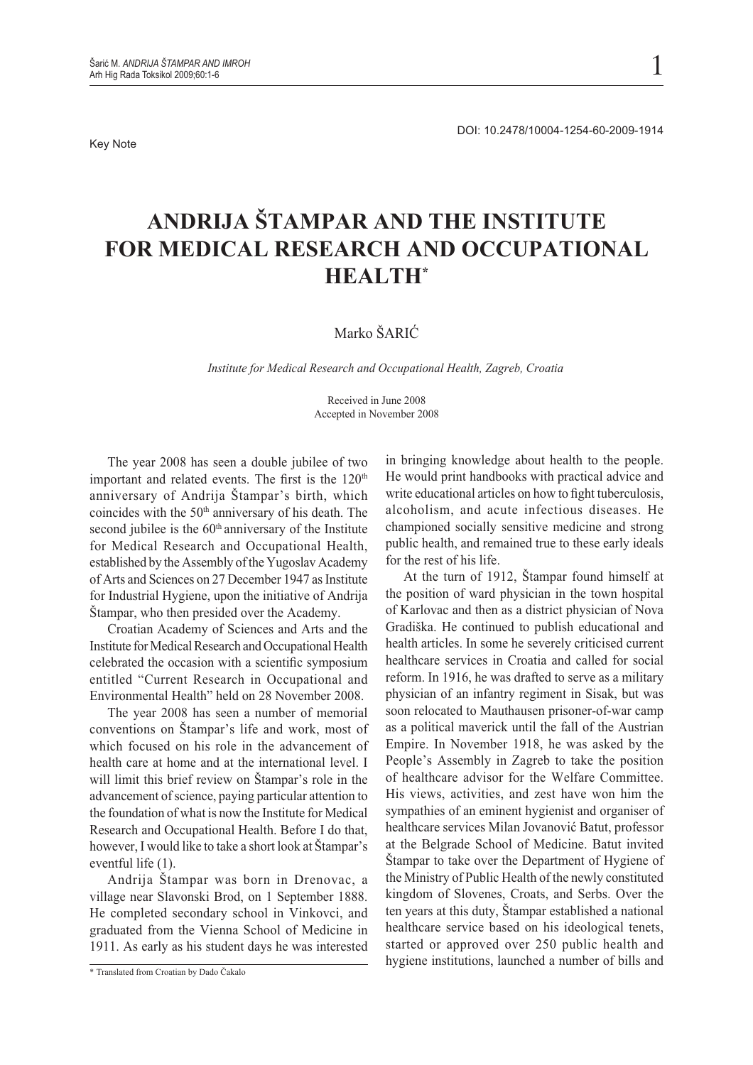Key Note

DOI: 10.2478/10004-1254-60-2009-1914

# ANDRIJA ŠTAMPAR AND THE INSTITUTE FOR MEDICAL RESEARCH AND OCCUPATIONAL HEALTH*

Marko ŠARIĆ

*Institute for Medical Research and Occupational Health, Zagreb, Croatia*

Received in June 2008
Accepted in November 2008

The year 2008 has seen a double jubilee of two important and related events. The first is the 120th anniversary of Andrija Štampar's birth, which coincides with the 50th anniversary of his death. The second jubilee is the 60th anniversary of the Institute for Medical Research and Occupational Health, established by the Assembly of the Yugoslav Academy of Arts and Sciences on 27 December 1947 as Institute for Industrial Hygiene, upon the initiative of Andrija Štampar, who then presided over the Academy.

Croatian Academy of Sciences and Arts and the Institute for Medical Research and Occupational Health celebrated the occasion with a scientific symposium entitled "Current Research in Occupational and Environmental Health" held on 28 November 2008.

The year 2008 has seen a number of memorial conventions on Štampar's life and work, most of which focused on his role in the advancement of health care at home and at the international level. I will limit this brief review on Štampar's role in the advancement of science, paying particular attention to the foundation of what is now the Institute for Medical Research and Occupational Health. Before I do that, however, I would like to take a short look at Štampar's eventful life (1).

Andrija Štampar was born in Drenovac, a village near Slavonski Brod, on 1 September 1888. He completed secondary school in Vinkovci, and graduated from the Vienna School of Medicine in 1911. As early as his student days he was interested in bringing knowledge about health to the people. He would print handbooks with practical advice and write educational articles on how to fight tuberculosis, alcoholism, and acute infectious diseases. He championed socially sensitive medicine and strong public health, and remained true to these early ideals for the rest of his life.

At the turn of 1912, Štampar found himself at the position of ward physician in the town hospital of Karlovac and then as a district physician of Nova Gradiška. He continued to publish educational and health articles. In some he severely criticised current healthcare services in Croatia and called for social reform. In 1916, he was drafted to serve as a military physician of an infantry regiment in Sisak, but was soon relocated to Mauthausen prisoner-of-war camp as a political maverick until the fall of the Austrian Empire. In November 1918, he was asked by the People's Assembly in Zagreb to take the position of healthcare advisor for the Welfare Committee. His views, activities, and zest have won him the sympathies of an eminent hygienist and organiser of healthcare services Milan Jovanović Batut, professor at the Belgrade School of Medicine. Batut invited Štampar to take over the Department of Hygiene of the Ministry of Public Health of the newly constituted kingdom of Slovenes, Croats, and Serbs. Over the ten years at this duty, Štampar established a national healthcare service based on his ideological tenets, started or approved over 250 public health and hygiene institutions, launched a number of bills and

\* Translated from Croatian by Dado Čakalo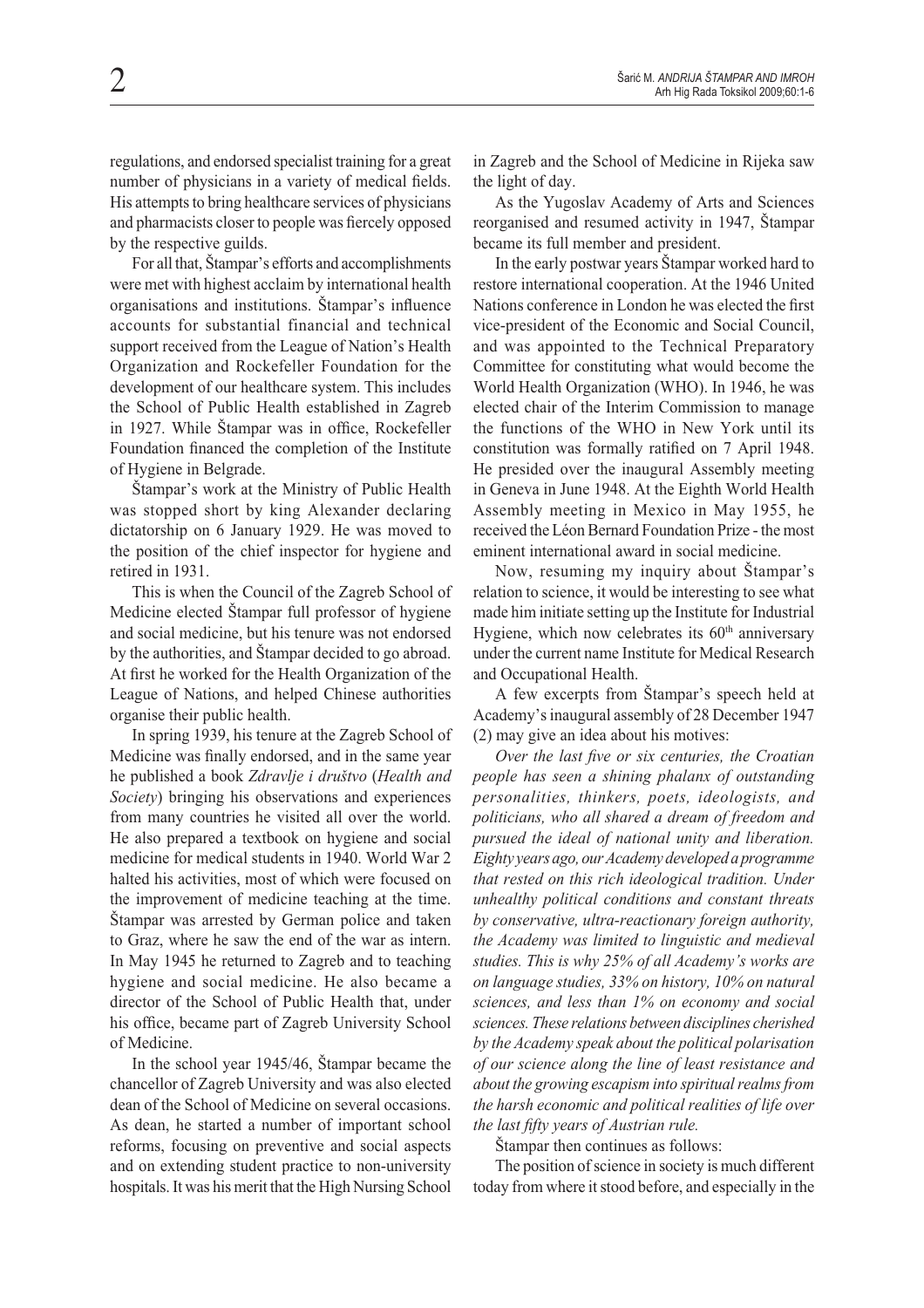regulations, and endorsed specialist training for a great number of physicians in a variety of medical fields. His attempts to bring healthcare services of physicians and pharmacists closer to people was fiercely opposed by the respective guilds.

For all that, Štampar's efforts and accomplishments were met with highest acclaim by international health organisations and institutions. Štampar's influence accounts for substantial financial and technical support received from the League of Nation's Health Organization and Rockefeller Foundation for the development of our healthcare system. This includes the School of Public Health established in Zagreb in 1927. While Štampar was in office, Rockefeller Foundation financed the completion of the Institute of Hygiene in Belgrade.

Štampar's work at the Ministry of Public Health was stopped short by king Alexander declaring dictatorship on 6 January 1929. He was moved to the position of the chief inspector for hygiene and retired in 1931.

This is when the Council of the Zagreb School of Medicine elected Štampar full professor of hygiene and social medicine, but his tenure was not endorsed by the authorities, and Štampar decided to go abroad. At first he worked for the Health Organization of the League of Nations, and helped Chinese authorities organise their public health.

In spring 1939, his tenure at the Zagreb School of Medicine was finally endorsed, and in the same year he published a book *Zdravlje i društvo* (*Health and Society*) bringing his observations and experiences from many countries he visited all over the world. He also prepared a textbook on hygiene and social medicine for medical students in 1940. World War 2 halted his activities, most of which were focused on the improvement of medicine teaching at the time. Štampar was arrested by German police and taken to Graz, where he saw the end of the war as intern. In May 1945 he returned to Zagreb and to teaching hygiene and social medicine. He also became a director of the School of Public Health that, under his office, became part of Zagreb University School of Medicine.

In the school year 1945/46, Štampar became the chancellor of Zagreb University and was also elected dean of the School of Medicine on several occasions. As dean, he started a number of important school reforms, focusing on preventive and social aspects and on extending student practice to non-university hospitals. It was his merit that the High Nursing School in Zagreb and the School of Medicine in Rijeka saw the light of day.

As the Yugoslav Academy of Arts and Sciences reorganised and resumed activity in 1947, Štampar became its full member and president.

In the early postwar years Štampar worked hard to restore international cooperation. At the 1946 United Nations conference in London he was elected the first vice-president of the Economic and Social Council, and was appointed to the Technical Preparatory Committee for constituting what would become the World Health Organization (WHO). In 1946, he was elected chair of the Interim Commission to manage the functions of the WHO in New York until its constitution was formally ratified on 7 April 1948. He presided over the inaugural Assembly meeting in Geneva in June 1948. At the Eighth World Health Assembly meeting in Mexico in May 1955, he received the Léon Bernard Foundation Prize - the most eminent international award in social medicine.

Now, resuming my inquiry about Štampar's relation to science, it would be interesting to see what made him initiate setting up the Institute for Industrial Hygiene, which now celebrates its 60th anniversary under the current name Institute for Medical Research and Occupational Health.

A few excerpts from Štampar's speech held at Academy's inaugural assembly of 28 December 1947 (2) may give an idea about his motives:

*Over the last five or six centuries, the Croatian people has seen a shining phalanx of outstanding personalities, thinkers, poets, ideologists, and politicians, who all shared a dream of freedom and pursued the ideal of national unity and liberation. Eighty years ago, our Academy developed a programme that rested on this rich ideological tradition. Under unhealthy political conditions and constant threats by conservative, ultra-reactionary foreign authority, the Academy was limited to linguistic and medieval studies. This is why 25% of all Academy's works are on language studies, 33% on history, 10% on natural sciences, and less than 1% on economy and social sciences. These relations between disciplines cherished by the Academy speak about the political polarisation of our science along the line of least resistance and about the growing escapism into spiritual realms from the harsh economic and political realities of life over the last fifty years of Austrian rule.*

Štampar then continues as follows:

The position of science in society is much different today from where it stood before, and especially in the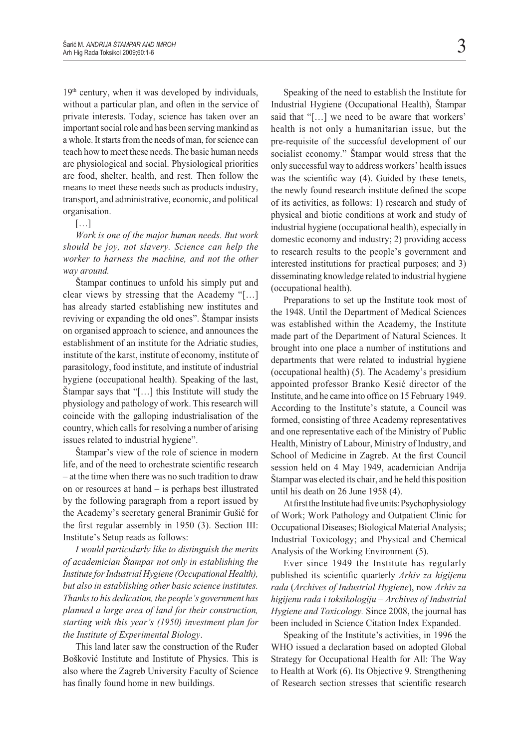19th century, when it was developed by individuals, without a particular plan, and often in the service of private interests. Today, science has taken over an important social role and has been serving mankind as a whole. It starts from the needs of man, for science can teach how to meet these needs. The basic human needs are physiological and social. Physiological priorities are food, shelter, health, and rest. Then follow the means to meet these needs such as products industry, transport, and administrative, economic, and political organisation.

[…]

*Work is one of the major human needs. But work should be joy, not slavery. Science can help the worker to harness the machine, and not the other way around.*

Štampar continues to unfold his simply put and clear views by stressing that the Academy "[…] has already started establishing new institutes and reviving or expanding the old ones". Štampar insists on organised approach to science, and announces the establishment of an institute for the Adriatic studies, institute of the karst, institute of economy, institute of parasitology, food institute, and institute of industrial hygiene (occupational health). Speaking of the last, Štampar says that "[…] this Institute will study the physiology and pathology of work. This research will coincide with the galloping industrialisation of the country, which calls for resolving a number of arising issues related to industrial hygiene".

Štampar's view of the role of science in modern life, and of the need to orchestrate scientific research – at the time when there was no such tradition to draw on or resources at hand – is perhaps best illustrated by the following paragraph from a report issued by the Academy's secretary general Branimir Gušić for the first regular assembly in 1950 (3). Section III: Institute's Setup reads as follows:

*I would particularly like to distinguish the merits of academician Štampar not only in establishing the Institute for Industrial Hygiene (Occupational Health), but also in establishing other basic science institutes. Thanks to his dedication, the people's government has planned a large area of land for their construction, starting with this year's (1950) investment plan for the Institute of Experimental Biology*.

This land later saw the construction of the Ruđer Bošković Institute and Institute of Physics. This is also where the Zagreb University Faculty of Science has finally found home in new buildings.

Speaking of the need to establish the Institute for Industrial Hygiene (Occupational Health), Štampar said that "[…] we need to be aware that workers' health is not only a humanitarian issue, but the pre-requisite of the successful development of our socialist economy." Štampar would stress that the only successful way to address workers' health issues was the scientific way (4). Guided by these tenets, the newly found research institute defined the scope of its activities, as follows: 1) research and study of physical and biotic conditions at work and study of industrial hygiene (occupational health), especially in domestic economy and industry; 2) providing access to research results to the people's government and interested institutions for practical purposes; and 3) disseminating knowledge related to industrial hygiene (occupational health).

Preparations to set up the Institute took most of the 1948. Until the Department of Medical Sciences was established within the Academy, the Institute made part of the Department of Natural Sciences. It brought into one place a number of institutions and departments that were related to industrial hygiene (occupational health) (5). The Academy's presidium appointed professor Branko Kesić director of the Institute, and he came into office on 15 February 1949. According to the Institute's statute, a Council was formed, consisting of three Academy representatives and one representative each of the Ministry of Public Health, Ministry of Labour, Ministry of Industry, and School of Medicine in Zagreb. At the first Council session held on 4 May 1949, academician Andrija Štampar was elected its chair, and he held this position until his death on 26 June 1958 (4).

At first the Institute had five units: Psychophysiology of Work; Work Pathology and Outpatient Clinic for Occupational Diseases; Biological Material Analysis; Industrial Toxicology; and Physical and Chemical Analysis of the Working Environment (5).

Ever since 1949 the Institute has regularly published its scientific quarterly *Arhiv za higijenu rada* (*Archives of Industrial Hygiene*), now *Arhiv za higijenu rada i toksikologiju – Archives of Industrial Hygiene and Toxicology.* Since 2008, the journal has been included in Science Citation Index Expanded.

Speaking of the Institute's activities, in 1996 the WHO issued a declaration based on adopted Global Strategy for Occupational Health for All: The Way to Health at Work (6). Its Objective 9. Strengthening of Research section stresses that scientific research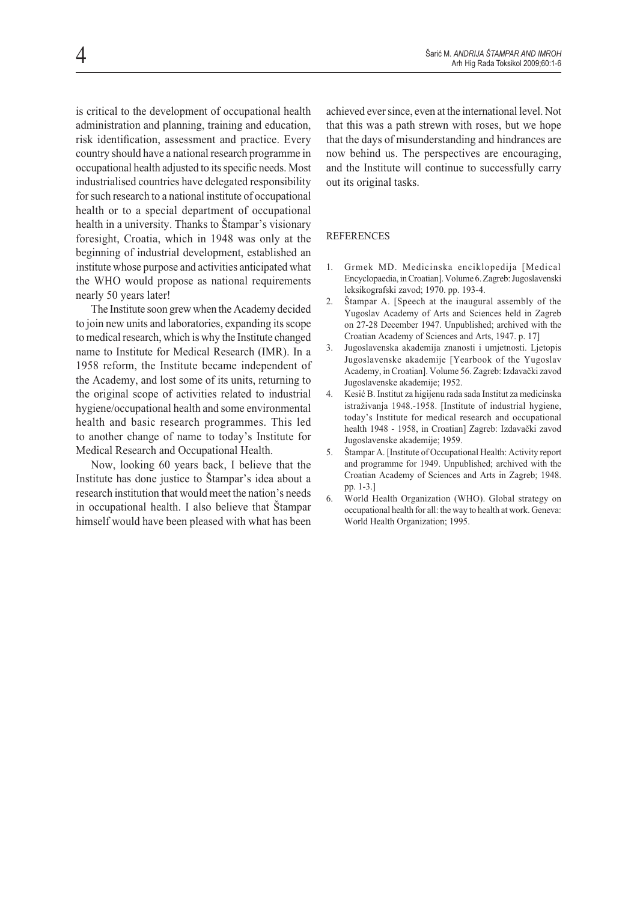is critical to the development of occupational health administration and planning, training and education, risk identification, assessment and practice. Every country should have a national research programme in occupational health adjusted to its specific needs. Most industrialised countries have delegated responsibility for such research to a national institute of occupational health or to a special department of occupational health in a university. Thanks to Štampar's visionary foresight, Croatia, which in 1948 was only at the beginning of industrial development, established an institute whose purpose and activities anticipated what the WHO would propose as national requirements nearly 50 years later!

The Institute soon grew when the Academy decided to join new units and laboratories, expanding its scope to medical research, which is why the Institute changed name to Institute for Medical Research (IMR). In a 1958 reform, the Institute became independent of the Academy, and lost some of its units, returning to the original scope of activities related to industrial hygiene/occupational health and some environmental health and basic research programmes. This led to another change of name to today's Institute for Medical Research and Occupational Health.

Now, looking 60 years back, I believe that the Institute has done justice to Štampar's idea about a research institution that would meet the nation's needs in occupational health. I also believe that Štampar himself would have been pleased with what has been achieved ever since, even at the international level. Not that this was a path strewn with roses, but we hope that the days of misunderstanding and hindrances are now behind us. The perspectives are encouraging, and the Institute will continue to successfully carry out its original tasks.

## REFERENCES

1. Grmek MD. Medicinska enciklopedija [Medical Encyclopaedia, in Croatian]. Volume 6. Zagreb: Jugoslavenski leksikografski zavod; 1970. pp. 193-4.
2. Štampar A. [Speech at the inaugural assembly of the Yugoslav Academy of Arts and Sciences held in Zagreb on 27-28 December 1947. Unpublished; archived with the Croatian Academy of Sciences and Arts, 1947. p. 17]
3. Jugoslavenska akademija znanosti i umjetnosti. Ljetopis Jugoslavenske akademije [Yearbook of the Yugoslav Academy, in Croatian]. Volume 56. Zagreb: Izdavački zavod Jugoslavenske akademije; 1952.
4. Kesić B. Institut za higijenu rada sada Institut za medicinska istraživanja 1948.-1958. [Institute of industrial hygiene, today's Institute for medical research and occupational health 1948 - 1958, in Croatian] Zagreb: Izdavački zavod Jugoslavenske akademije; 1959.
5. Štampar A. [Institute of Occupational Health: Activity report and programme for 1949. Unpublished; archived with the Croatian Academy of Sciences and Arts in Zagreb; 1948. pp. 1-3.]
6. World Health Organization (WHO). Global strategy on occupational health for all: the way to health at work. Geneva: World Health Organization; 1995.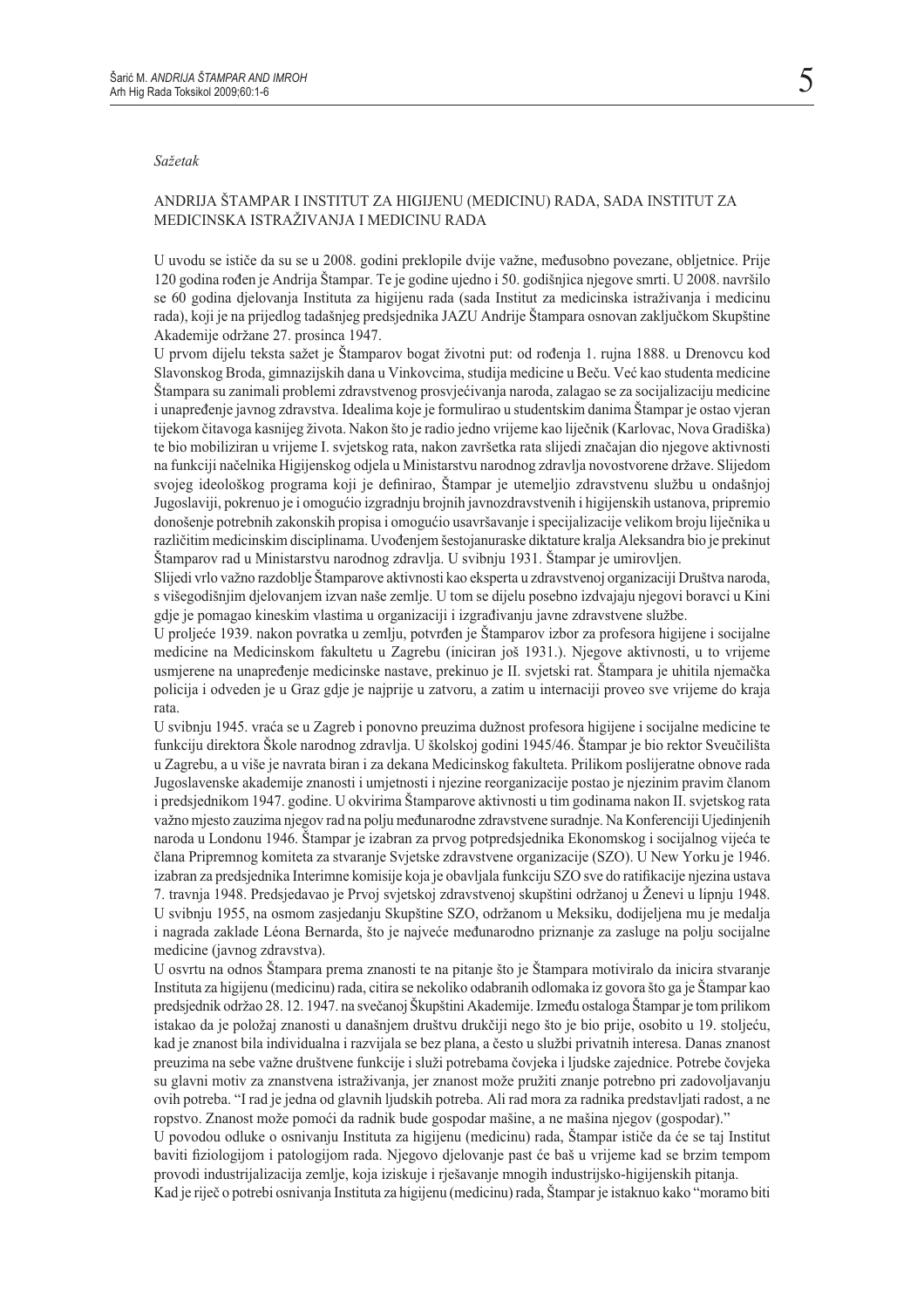*Sažetak*

## ANDRIJA ŠTAMPAR I INSTITUT ZA HIGIJENU (MEDICINU) RADA, SADA INSTITUT ZA MEDICINSKA ISTRAŽIVANJA I MEDICINU RADA

U uvodu se ističe da su se u 2008. godini preklopile dvije važne, međusobno povezane, obljetnice. Prije 120 godina rođen je Andrija Štampar. Te je godine ujedno i 50. godišnjica njegove smrti. U 2008. navršilo se 60 godina djelovanja Instituta za higijenu rada (sada Institut za medicinska istraživanja i medicinu rada), koji je na prijedlog tadašnjeg predsjednika JAZU Andrije Štampara osnovan zaključkom Skupštine Akademije održane 27. prosinca 1947.

U prvom dijelu teksta sažet je Štamparov bogat životni put: od rođenja 1. rujna 1888. u Drenovcu kod Slavonskog Broda, gimnazijskih dana u Vinkovcima, studija medicine u Beču. Već kao studenta medicine Štampara su zanimali problemi zdravstvenog prosvjećivanja naroda, zalagao se za socijalizaciju medicine i unapređenje javnog zdravstva. Idealima koje je formulirao u studentskim danima Štampar je ostao vjeran tijekom čitavoga kasnijeg života. Nakon što je radio jedno vrijeme kao liječnik (Karlovac, Nova Gradiška) te bio mobiliziran u vrijeme I. svjetskog rata, nakon završetka rata slijedi značajan dio njegove aktivnosti na funkciji načelnika Higijenskog odjela u Ministarstvu narodnog zdravlja novostvorene države. Slijedom svojeg ideološkog programa koji je definirao, Štampar je utemeljio zdravstvenu službu u ondašnjoj Jugoslaviji, pokrenuo je i omogućio izgradnju brojnih javnozdravstvenih i higijenskih ustanova, pripremio donošenje potrebnih zakonskih propisa i omogućio usavršavanje i specijalizacije velikom broju liječnika u različitim medicinskim disciplinama. Uvođenjem šestojanuraske diktature kralja Aleksandra bio je prekinut Štamparov rad u Ministarstvu narodnog zdravlja. U svibnju 1931. Štampar je umirovljen.

Slijedi vrlo važno razdoblje Štamparove aktivnosti kao eksperta u zdravstvenoj organizaciji Društva naroda, s višegodišnjim djelovanjem izvan naše zemlje. U tom se dijelu posebno izdvajaju njegovi boravci u Kini gdje je pomagao kineskim vlastima u organizaciji i izgrađivanju javne zdravstvene službe.

U proljeće 1939. nakon povratka u zemlju, potvrđen je Štamparov izbor za profesora higijene i socijalne medicine na Medicinskom fakultetu u Zagrebu (iniciran još 1931.). Njegove aktivnosti, u to vrijeme usmjerene na unapređenje medicinske nastave, prekinuo je II. svjetski rat. Štampara je uhitila njemačka policija i odveden je u Graz gdje je najprije u zatvoru, a zatim u internaciji proveo sve vrijeme do kraja rata.

U svibnju 1945. vraća se u Zagreb i ponovno preuzima dužnost profesora higijene i socijalne medicine te funkciju direktora Škole narodnog zdravlja. U školskoj godini 1945/46. Štampar je bio rektor Sveučilišta u Zagrebu, a u više je navrata biran i za dekana Medicinskog fakulteta. Prilikom poslijeratne obnove rada Jugoslavenske akademije znanosti i umjetnosti i njezine reorganizacije postao je njezinim pravim članom i predsjednikom 1947. godine. U okvirima Štamparove aktivnosti u tim godinama nakon II. svjetskog rata važno mjesto zauzima njegov rad na polju međunarodne zdravstvene suradnje. Na Konferenciji Ujedinjenih naroda u Londonu 1946. Štampar je izabran za prvog potpredsjednika Ekonomskog i socijalnog vijeća te člana Pripremnog komiteta za stvaranje Svjetske zdravstvene organizacije (SZO). U New Yorku je 1946. izabran za predsjednika Interimne komisije koja je obavljala funkciju SZO sve do ratifikacije njezina ustava 7. travnja 1948. Predsjedavao je Prvoj svjetskoj zdravstvenoj skupštini održanoj u Ženevi u lipnju 1948. U svibnju 1955, na osmom zasjedanju Skupštine SZO, održanom u Meksiku, dodijeljena mu je medalja i nagrada zaklade Léona Bernarda, što je najveće međunarodno priznanje za zasluge na polju socijalne medicine (javnog zdravstva).

U osvrtu na odnos Štampara prema znanosti te na pitanje što je Štampara motiviralo da inicira stvaranje Instituta za higijenu (medicinu) rada, citira se nekoliko odabranih odlomaka iz govora što ga je Štampar kao predsjednik održao 28. 12. 1947. na svečanoj Skupštini Akademije. Između ostaloga Štampar je tom prilikom istakao da je položaj znanosti u današnjem društvu drukčiji nego što je bio prije, osobito u 19. stoljeću, kad je znanost bila individualna i razvijala se bez plana, a često u službi privatnih interesa. Danas znanost preuzima na sebe važne društvene funkcije i služi potrebama čovjeka i ljudske zajednice. Potrebe čovjeka su glavni motiv za znanstvena istraživanja, jer znanost može pružiti znanje potrebno pri zadovoljavanju ovih potreba. "I rad je jedna od glavnih ljudskih potreba. Ali rad mora za radnika predstavljati radost, a ne ropstvo. Znanost može pomoći da radnik bude gospodar mašine, a ne mašina njegov (gospodar)."

U povodu odluke o osnivanju Instituta za higijenu (medicinu) rada, Štampar ističe da će se taj Institut baviti fiziologijom i patologijom rada. Njegovo djelovanje past će baš u vrijeme kad se brzim tempom provodi industrijalizacija zemlje, koja iziskuje i rješavanje mnogih industrijsko-higijenskih pitanja.

Kad je riječ o potrebi osnivanja Instituta za higijenu (medicinu) rada, Štampar je istaknuo kako "moramo biti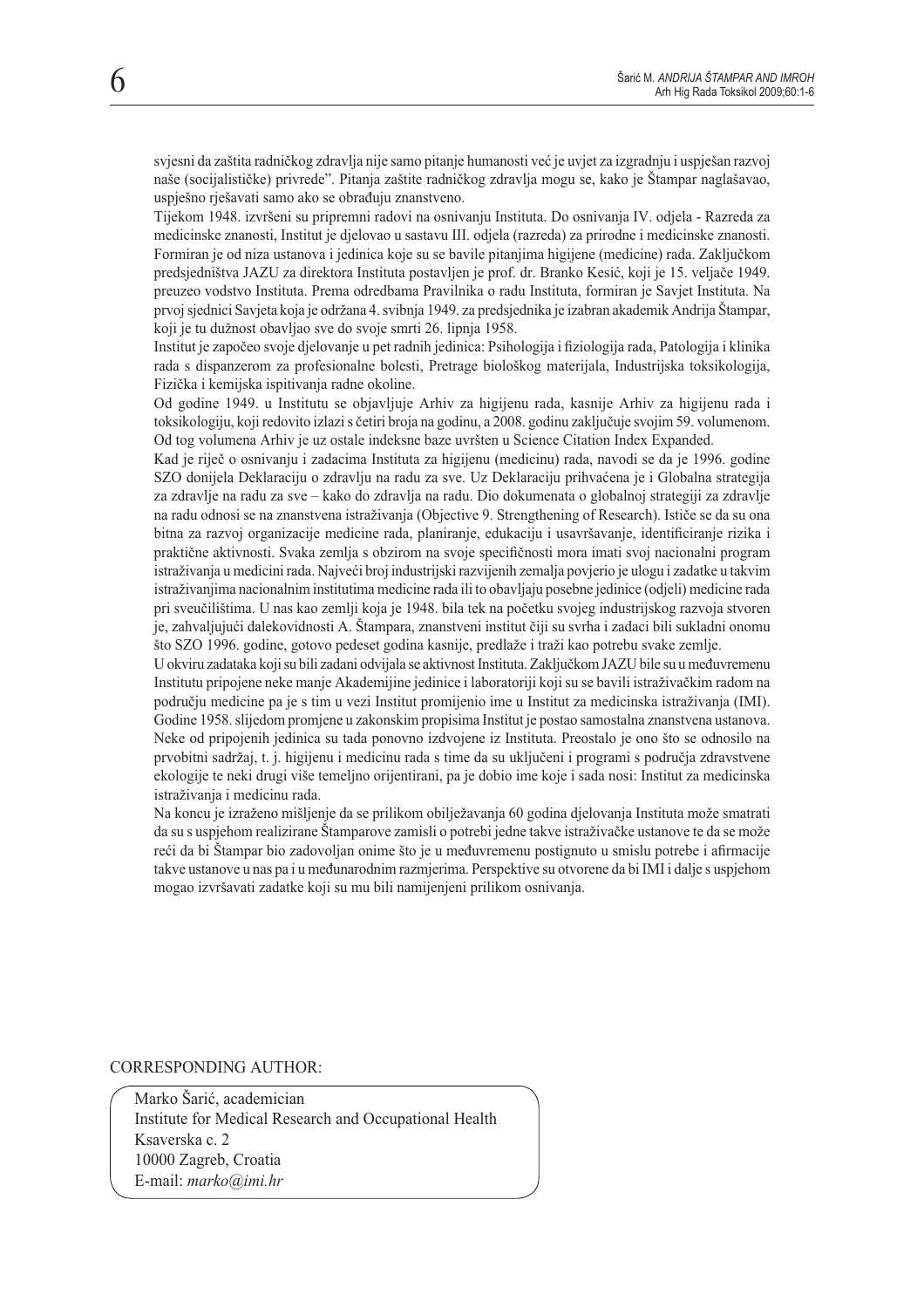svjesni da zaštita radničkog zdravlja nije samo pitanje humanosti već je uvjet za izgradnju i uspješan razvoj naše (socijalističke) privrede". Pitanja zaštite radničkog zdravlja mogu se, kako je Štampar naglašavao, uspješno rješavati samo ako se obrađuju znanstveno.

Tijekom 1948. izvršeni su pripremni radovi na osnivanju Instituta. Do osnivanja IV. odjela - Razreda za medicinske znanosti, Institut je djelovao u sastavu III. odjela (razreda) za prirodne i medicinske znanosti. Formiran je od niza ustanova i jedinica koje su se bavile pitanjima higijene (medicine) rada. Zaključkom predsjedništva JAZU za direktora Instituta postavljen je prof. dr. Branko Kesić, koji je 15. veljače 1949. preuzeo vodstvo Instituta. Prema odredbama Pravilnika o radu Instituta, formiran je Savjet Instituta. Na prvoj sjednici Savjeta koja je održana 4. svibnja 1949. za predsjednika je izabran akademik Andrija Štampar, koji je tu dužnost obavljao sve do svoje smrti 26. lipnja 1958.

Institut je započeo svoje djelovanje u pet radnih jedinica: Psihologija i fiziologija rada, Patologija i klinika rada s dispanzerom za profesionalne bolesti, Pretrage biološkog materijala, Industrijska toksikologija, Fizička i kemijska ispitivanja radne okoline.

Od godine 1949. u Institutu se objavljuje Arhiv za higijenu rada, kasnije Arhiv za higijenu rada i toksikologiju, koji redovito izlazi s četiri broja na godinu, a 2008. godinu zaključuje svojim 59. volumenom. Od tog volumena Arhiv je uz ostale indeksne baze uvršten u Science Citation Index Expanded.

Kad je riječ o osnivanju i zadacima Instituta za higijenu (medicinu) rada, navodi se da je 1996. godine SZO donijela Deklaraciju o zdravlju na radu za sve. Uz Deklaraciju prihvaćena je i Globalna strategija za zdravlje na radu za sve – kako do zdravlja na radu. Dio dokumenata o globalnoj strategiji za zdravlje na radu odnosi se na znanstvena istraživanja (Objective 9. Strengthening of Research). Ističe se da su ona bitna za razvoj organizacije medicine rada, planiranje, edukaciju i usavršavanje, identificiranje rizika i praktične aktivnosti. Svaka zemlja s obzirom na svoje specifičnosti mora imati svoj nacionalni program istraživanja u medicini rada. Najveći broj industrijski razvijenih zemalja povjerio je ulogu i zadatke u takvim istraživanjima nacionalnim institutima medicine rada ili to obavljaju posebne jedinice (odjeli) medicine rada pri sveučilištima. U nas kao zemlji koja je 1948. bila tek na početku svojeg industrijskog razvoja stvoren je, zahvaljujući dalekovidnosti A. Štampara, znanstveni institut čiji su svrha i zadaci bili sukladni onomu što SZO 1996. godine, gotovo pedeset godina kasnije, predlaže i traži kao potrebu svake zemlje.

U okviru zadataka koji su bili zadani odvijala se aktivnost Instituta. Zaključkom JAZU bile su u međuvremenu Institutu pripojene neke manje Akademijine jedinice i laboratoriji koji su se bavili istraživačkim radom na području medicine pa je s tim u vezi Institut promijenio ime u Institut za medicinska istraživanja (IMI). Godine 1958. slijedom promjene u zakonskim propisima Institut je postao samostalna znanstvena ustanova. Neke od pripojenih jedinica su tada ponovno izdvojene iz Instituta. Preostalo je ono što se odnosilo na prvobitni sadržaj, t. j. higijenu i medicinu rada s time da su uključeni i programi s područja zdravstvene ekologije te neki drugi više temeljno orijentirani, pa je dobio ime koje i sada nosi: Institut za medicinska istraživanja i medicinu rada.

Na koncu je izraženo mišljenje da se prilikom obilježavanja 60 godina djelovanja Instituta može smatrati da su s uspjehom realizirane Štamparove zamisli o potrebi jedne takve istraživačke ustanove te da se može reći da bi Štampar bio zadovoljan onime što je u međuvremenu postignuto u smislu potrebe i afirmacije takve ustanove u nas pa i u međunarodnim razmjerima. Perspektive su otvorene da bi IMI i dalje s uspjehom mogao izvršavati zadatke koji su mu bili namijenjeni prilikom osnivanja.

CORRESPONDING AUTHOR:

Marko Šarić, academician
Institute for Medical Research and Occupational Health
Ksaverska c. 2
10000 Zagreb, Croatia
E-mail: *marko@imi.hr*